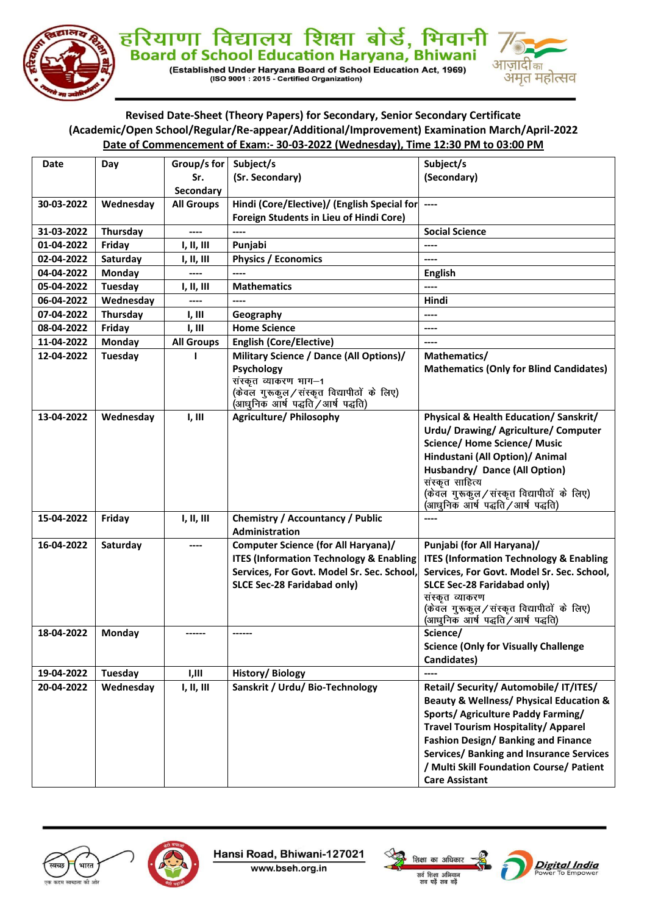# हरियाणा विद्यालय शिक्षा बोर्ड, भिवानी

## Board of School Education Haryana, Bhiwani

(Established Under Haryana Board of School Education Act, 1969)
(ISO 9001 : 2015 - Certified Organization)

आज़ादी का अमृत महोत्सव

**Revised Date-Sheet (Theory Papers) for Secondary, Senior Secondary Certificate (Academic/Open School/Regular/Re-appear/Additional/Improvement) Examination March/April-2022**

**Date of Commencement of Exam:- 30-03-2022 (Wednesday), Time 12:30 PM to 03:00 PM**

| Date | Day | Group/s for Sr. Secondary | Subject/s (Sr. Secondary) | Subject/s (Secondary) |
|---|---|---|---|---|
| 30-03-2022 | Wednesday | All Groups | Hindi (Core/Elective)/ (English Special for Foreign Students in Lieu of Hindi Core) | ---- |
| 31-03-2022 | Thursday | ---- | ---- | Social Science |
| 01-04-2022 | Friday | I, II, III | Punjabi | ---- |
| 02-04-2022 | Saturday | I, II, III | Physics / Economics | ---- |
| 04-04-2022 | Monday | ---- | ---- | English |
| 05-04-2022 | Tuesday | I, II, III | Mathematics | ---- |
| 06-04-2022 | Wednesday | ---- | ---- | Hindi |
| 07-04-2022 | Thursday | I, III | Geography | ---- |
| 08-04-2022 | Friday | I, III | Home Science | ---- |
| 11-04-2022 | Monday | All Groups | English (Core/Elective) | ---- |
| 12-04-2022 | Tuesday | I | Military Science / Dance (All Options)/ Psychology संस्कृत व्याकरण भाग–1 (केवल गुरूकुल/संस्कृत विद्यापीठों के लिए) (आधुनिक आर्ष पद्धति/आर्ष पद्धति) | Mathematics/ Mathematics (Only for Blind Candidates) |
| 13-04-2022 | Wednesday | I, III | Agriculture/ Philosophy | Physical & Health Education/ Sanskrit/ Urdu/ Drawing/ Agriculture/ Computer Science/ Home Science/ Music Hindustani (All Option)/ Animal Husbandry/ Dance (All Option) संस्कृत साहित्य (केवल गुरूकुल/संस्कृत विद्यापीठों के लिए) (आधुनिक आर्ष पद्धति/आर्ष पद्धति) |
| 15-04-2022 | Friday | I, II, III | Chemistry / Accountancy / Public Administration | ---- |
| 16-04-2022 | Saturday | ---- | Computer Science (for All Haryana)/ ITES (Information Technology & Enabling Services, For Govt. Model Sr. Sec. School, SLCE Sec-28 Faridabad only) | Punjabi (for All Haryana)/ ITES (Information Technology & Enabling Services, For Govt. Model Sr. Sec. School, SLCE Sec-28 Faridabad only) संस्कृत व्याकरण (केवल गुरूकुल/संस्कृत विद्यापीठों के लिए) (आधुनिक आर्ष पद्धति/आर्ष पद्धति) |
| 18-04-2022 | Monday | ------ | ------ | Science/ Science (Only for Visually Challenge Candidates) |
| 19-04-2022 | Tuesday | I,III | History/ Biology | ---- |
| 20-04-2022 | Wednesday | I, II, III | Sanskrit / Urdu/ Bio-Technology | Retail/ Security/ Automobile/ IT/ITES/ Beauty & Wellness/ Physical Education & Sports/ Agriculture Paddy Farming/ Travel Tourism Hospitality/ Apparel Fashion Design/ Banking and Finance Services/ Banking and Insurance Services / Multi Skill Foundation Course/ Patient Care Assistant |

Hansi Road, Bhiwani-127021
www.bseh.org.in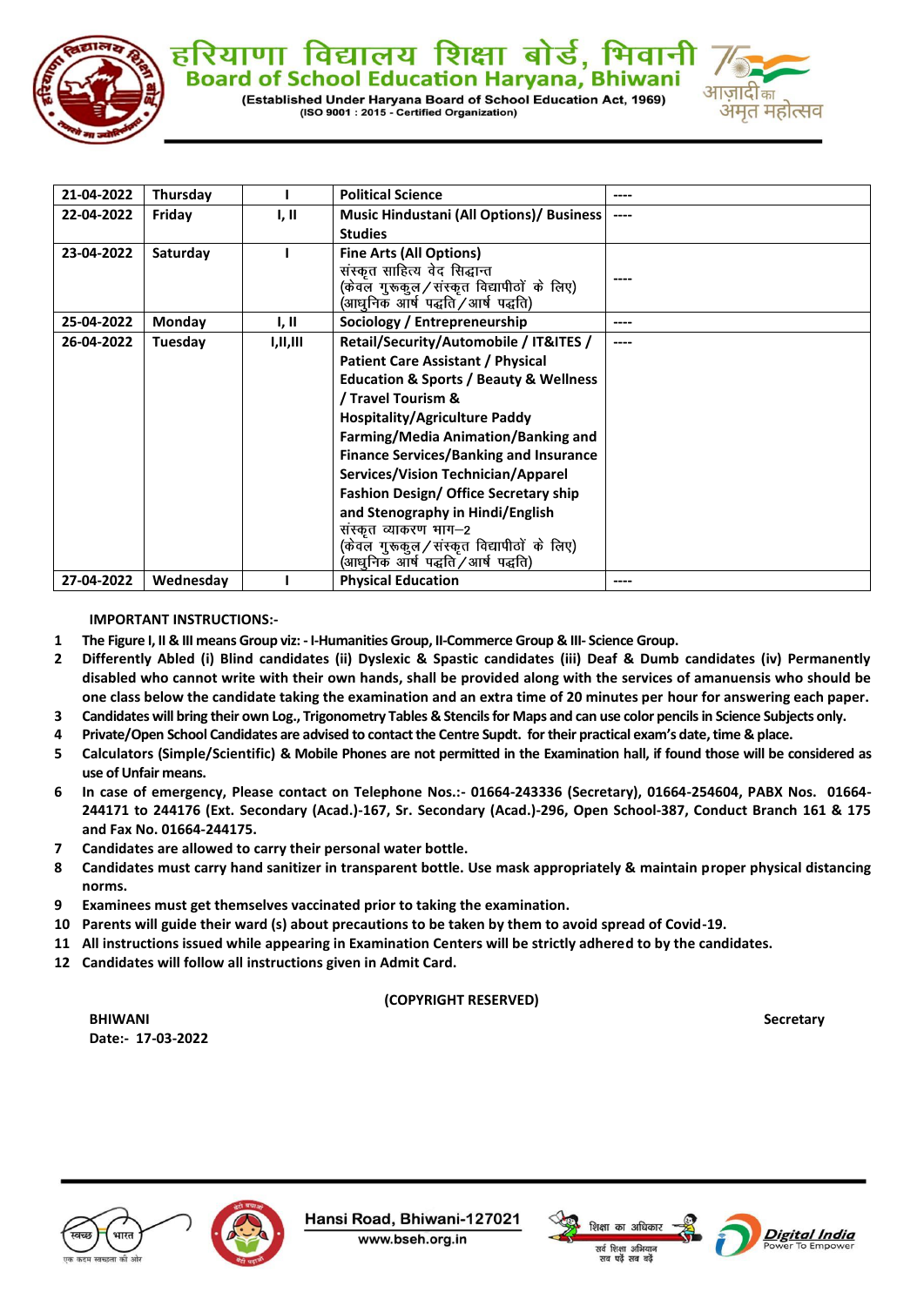| | | | | |
|---|---|---|---|---|
| 21-04-2022 | Thursday | I | **Political Science** | ---- |
| 22-04-2022 | Friday | I, II | **Music Hindustani (All Options)/ Business Studies** | ---- |
| 23-04-2022 | Saturday | I | **Fine Arts (All Options)** संस्कृत साहित्य वेद सिद्धान्त (केवल गुरूकुल/संस्कृत विद्यापीठों के लिए) (आधुनिक आर्ष पद्धति/आर्ष पद्धति) | ---- |
| 25-04-2022 | Monday | I, II | **Sociology / Entrepreneurship** | ---- |
| 26-04-2022 | Tuesday | I,II,III | **Retail/Security/Automobile / IT&ITES / Patient Care Assistant / Physical Education & Sports / Beauty & Wellness / Travel Tourism & Hospitality/Agriculture Paddy Farming/Media Animation/Banking and Finance Services/Banking and Insurance Services/Vision Technician/Apparel Fashion Design/ Office Secretary ship and Stenography in Hindi/English** संस्कृत व्याकरण भाग–2 (केवल गुरूकुल/संस्कृत विद्यापीठों के लिए) (आधुनिक आर्ष पद्धति/आर्ष पद्धति) | ---- |
| 27-04-2022 | Wednesday | I | **Physical Education** | ---- |

**IMPORTANT INSTRUCTIONS:-**

1. **The Figure I, II & III means Group viz: - I-Humanities Group, II-Commerce Group & III- Science Group.**
2. **Differently Abled (i) Blind candidates (ii) Dyslexic & Spastic candidates (iii) Deaf & Dumb candidates (iv) Permanently disabled who cannot write with their own hands, shall be provided along with the services of amanuensis who should be one class below the candidate taking the examination and an extra time of 20 minutes per hour for answering each paper.**
3. **Candidates will bring their own Log., Trigonometry Tables & Stencils for Maps and can use color pencils in Science Subjects only.**
4. **Private/Open School Candidates are advised to contact the Centre Supdt. for their practical exam's date, time & place.**
5. **Calculators (Simple/Scientific) & Mobile Phones are not permitted in the Examination hall, if found those will be considered as use of Unfair means.**
6. **In case of emergency, Please contact on Telephone Nos.:- 01664-243336 (Secretary), 01664-254604, PABX Nos. 01664-244171 to 244176 (Ext. Secondary (Acad.)-167, Sr. Secondary (Acad.)-296, Open School-387, Conduct Branch 161 & 175 and Fax No. 01664-244175.**
7. **Candidates are allowed to carry their personal water bottle.**
8. **Candidates must carry hand sanitizer in transparent bottle. Use mask appropriately & maintain proper physical distancing norms.**
9. **Examinees must get themselves vaccinated prior to taking the examination.**
10. **Parents will guide their ward (s) about precautions to be taken by them to avoid spread of Covid-19.**
11. **All instructions issued while appearing in Examination Centers will be strictly adhered to by the candidates.**
12. **Candidates will follow all instructions given in Admit Card.**

**(COPYRIGHT RESERVED)**

**BHIWANI**
**Date:- 17-03-2022**

**Secretary**